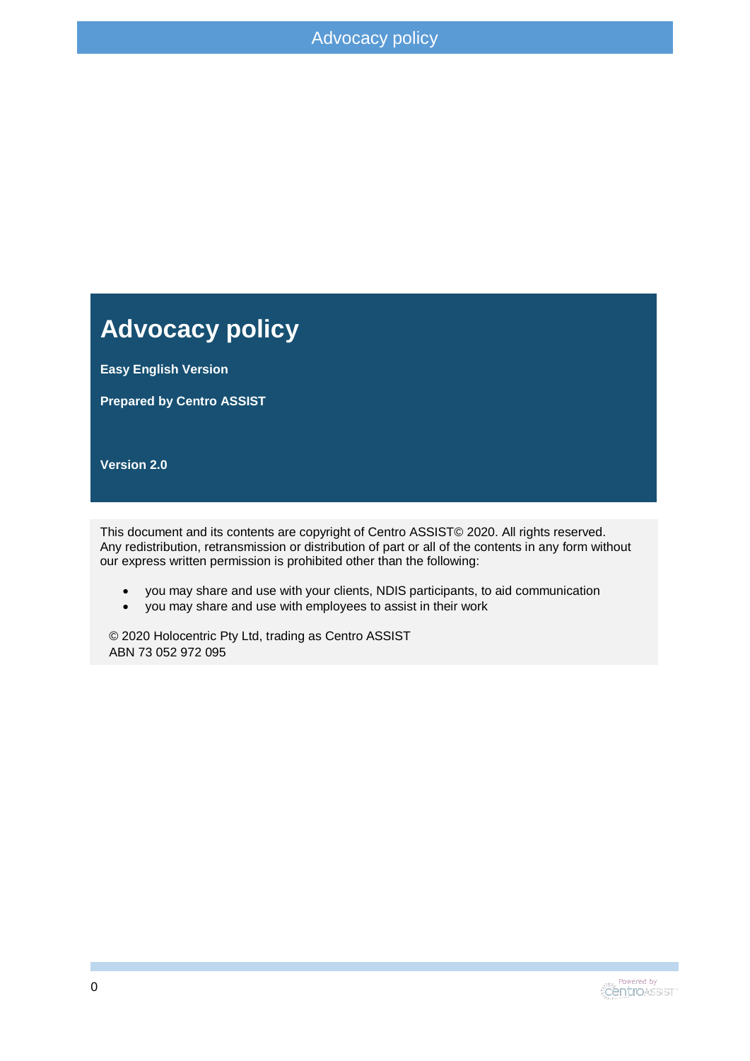# Advocacy policy

**Easy English Version**

**Prepared by Centro ASSIST**

**Version 2.0**

This document and its contents are copyright of Centro ASSIST© 2020. All rights reserved. Any redistribution, retransmission or distribution of part or all of the contents in any form without our express written permission is prohibited other than the following:

- you may share and use with your clients, NDIS participants, to aid communication
- you may share and use with employees to assist in their work

© 2020 Holocentric Pty Ltd, trading as Centro ASSIST
ABN 73 052 972 095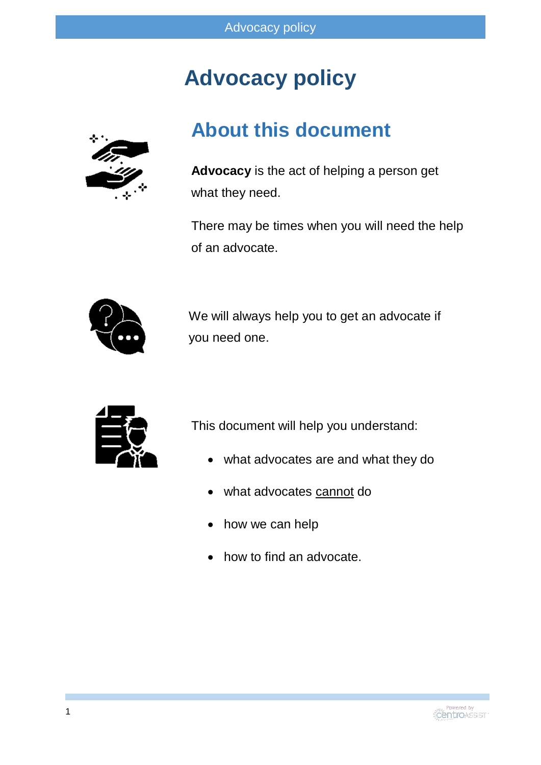# Advocacy policy

## About this document

**Advocacy** is the act of helping a person get what they need.

There may be times when you will need the help of an advocate.

We will always help you to get an advocate if you need one.

This document will help you understand:

- what advocates are and what they do
- what advocates <u>cannot</u> do
- how we can help
- how to find an advocate.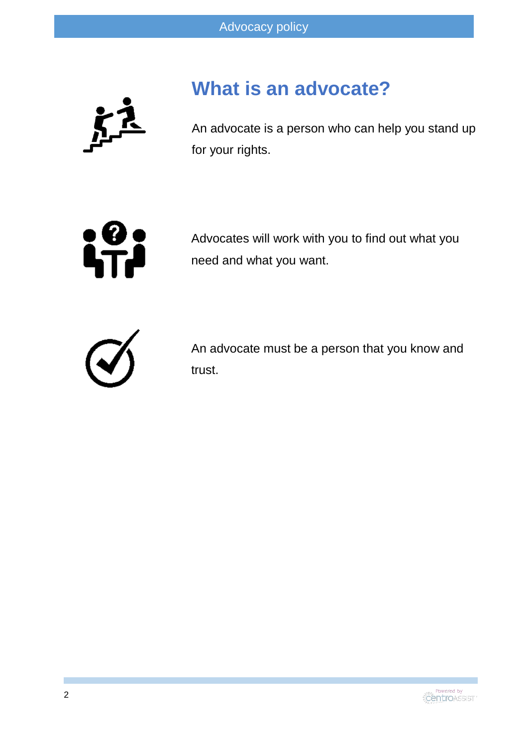# What is an advocate?

An advocate is a person who can help you stand up for your rights.

Advocates will work with you to find out what you need and what you want.

An advocate must be a person that you know and trust.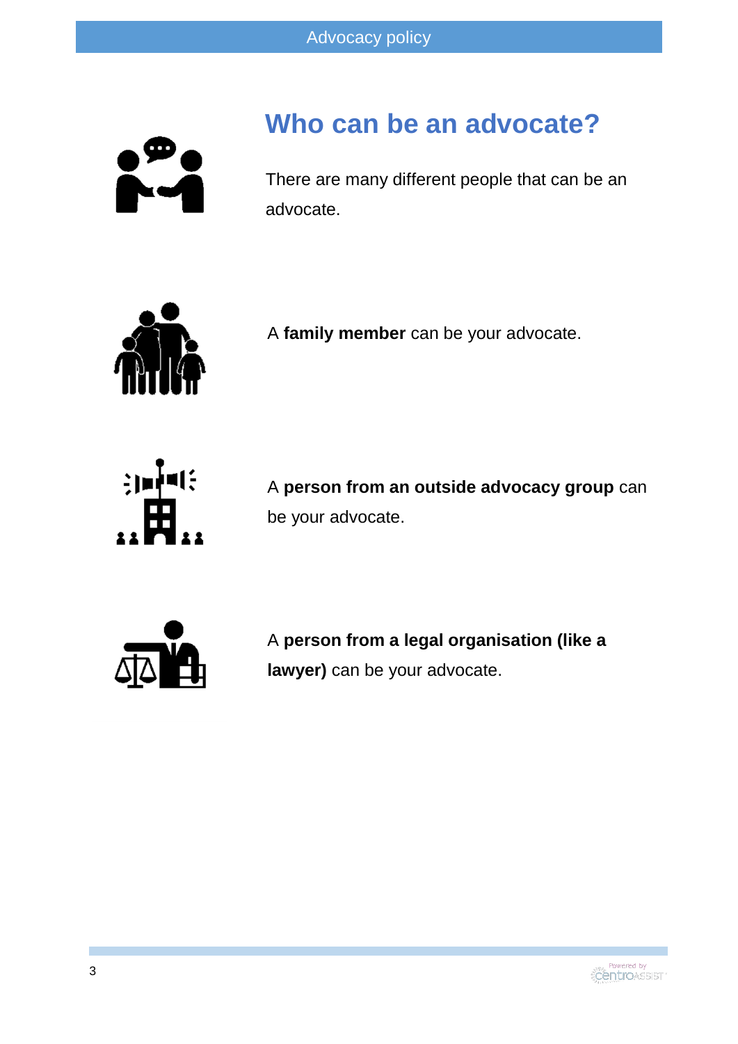# Who can be an advocate?

There are many different people that can be an advocate.

A **family member** can be your advocate.

A **person from an outside advocacy group** can be your advocate.

A **person from a legal organisation (like a lawyer)** can be your advocate.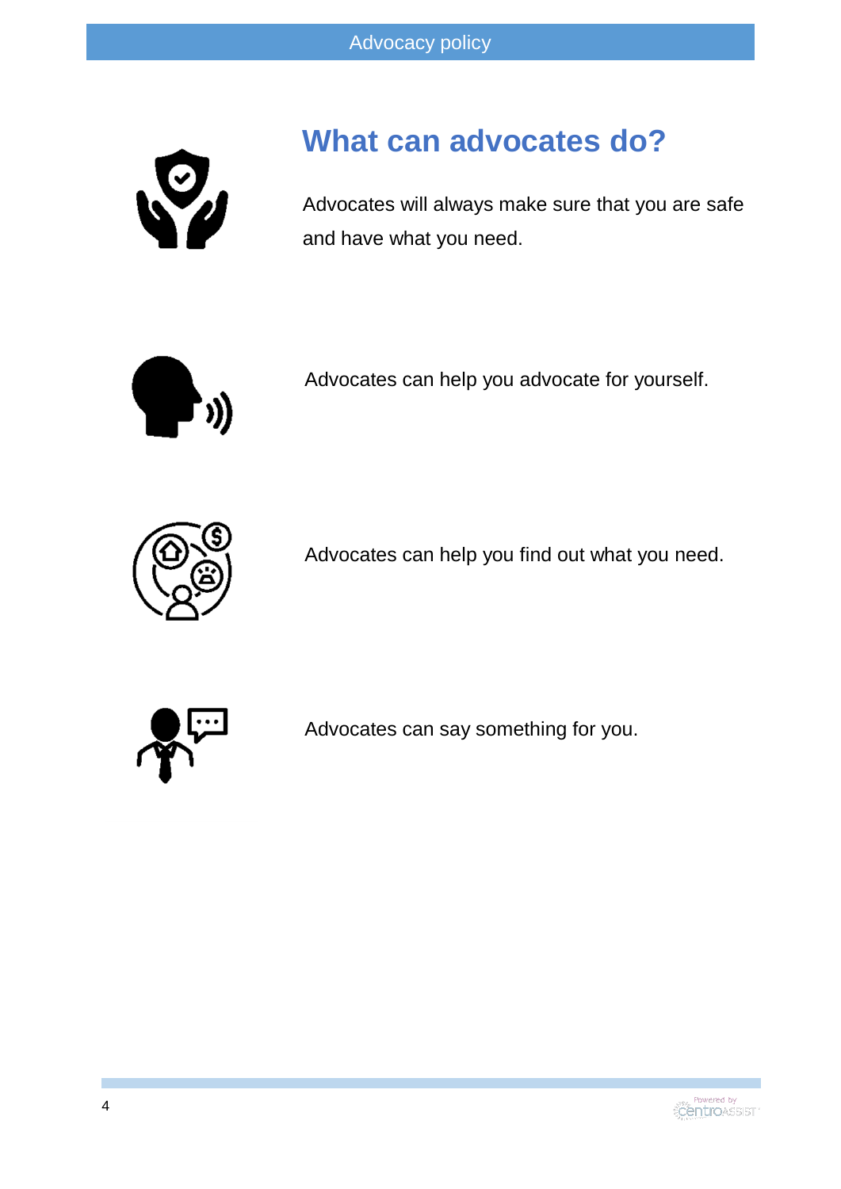## What can advocates do?

Advocates will always make sure that you are safe and have what you need.

Advocates can help you advocate for yourself.

Advocates can help you find out what you need.

Advocates can say something for you.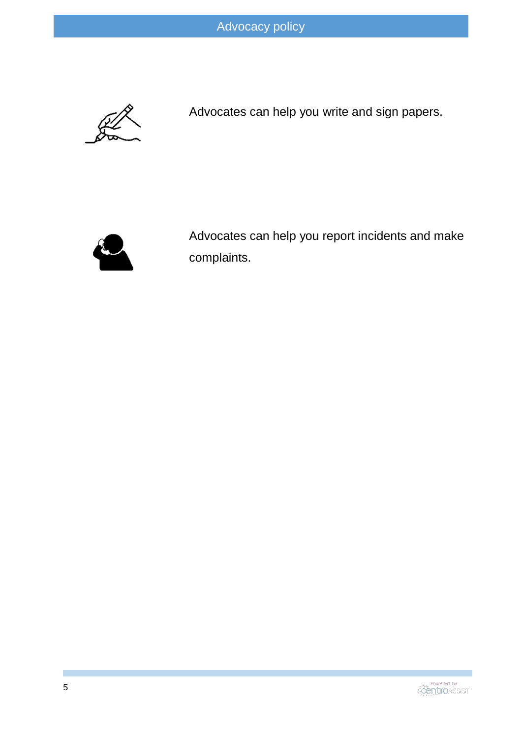Advocates can help you write and sign papers.

Advocates can help you report incidents and make complaints.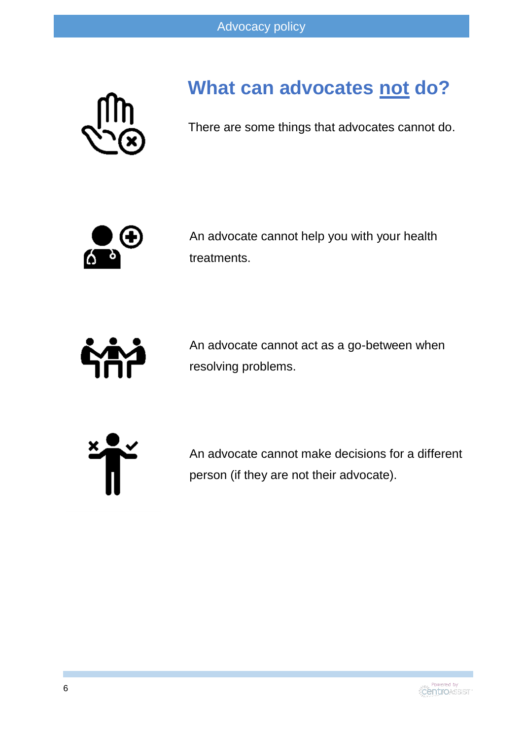## What can advocates <u>not</u> do?

There are some things that advocates cannot do.

An advocate cannot help you with your health treatments.

An advocate cannot act as a go-between when resolving problems.

An advocate cannot make decisions for a different person (if they are not their advocate).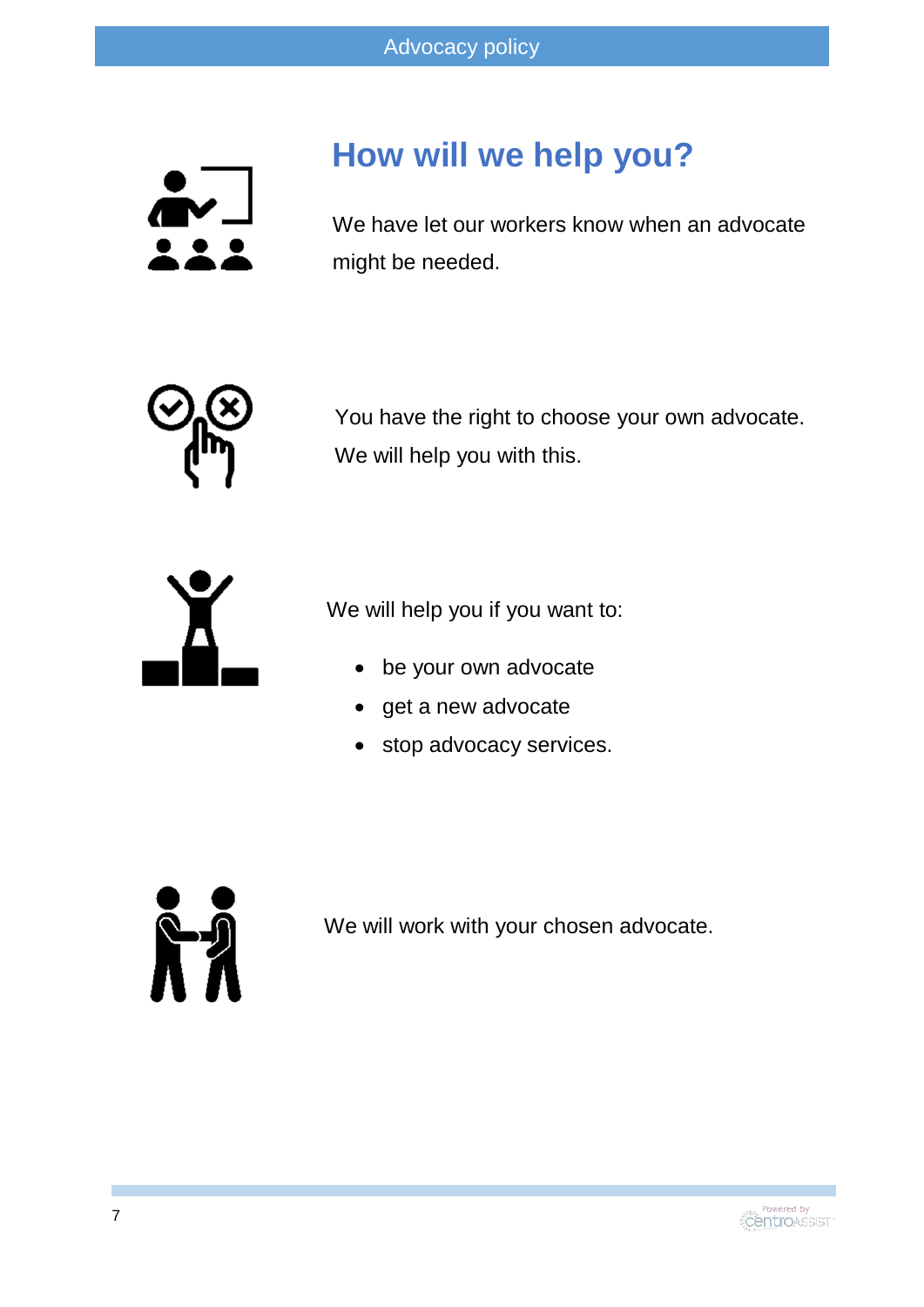# How will we help you?

We have let our workers know when an advocate might be needed.

You have the right to choose your own advocate. We will help you with this.

We will help you if you want to:

- be your own advocate
- get a new advocate
- stop advocacy services.

We will work with your chosen advocate.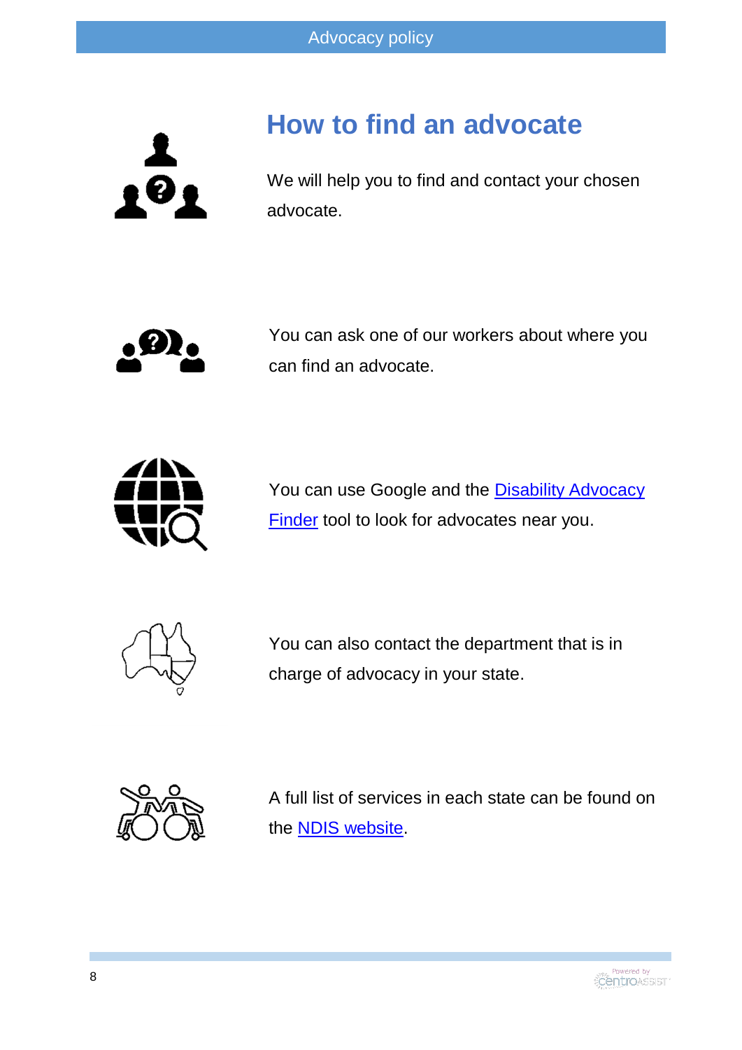## How to find an advocate

We will help you to find and contact your chosen advocate.

You can ask one of our workers about where you can find an advocate.

You can use Google and the [Disability Advocacy Finder]() tool to look for advocates near you.

You can also contact the department that is in charge of advocacy in your state.

A full list of services in each state can be found on the [NDIS website]().